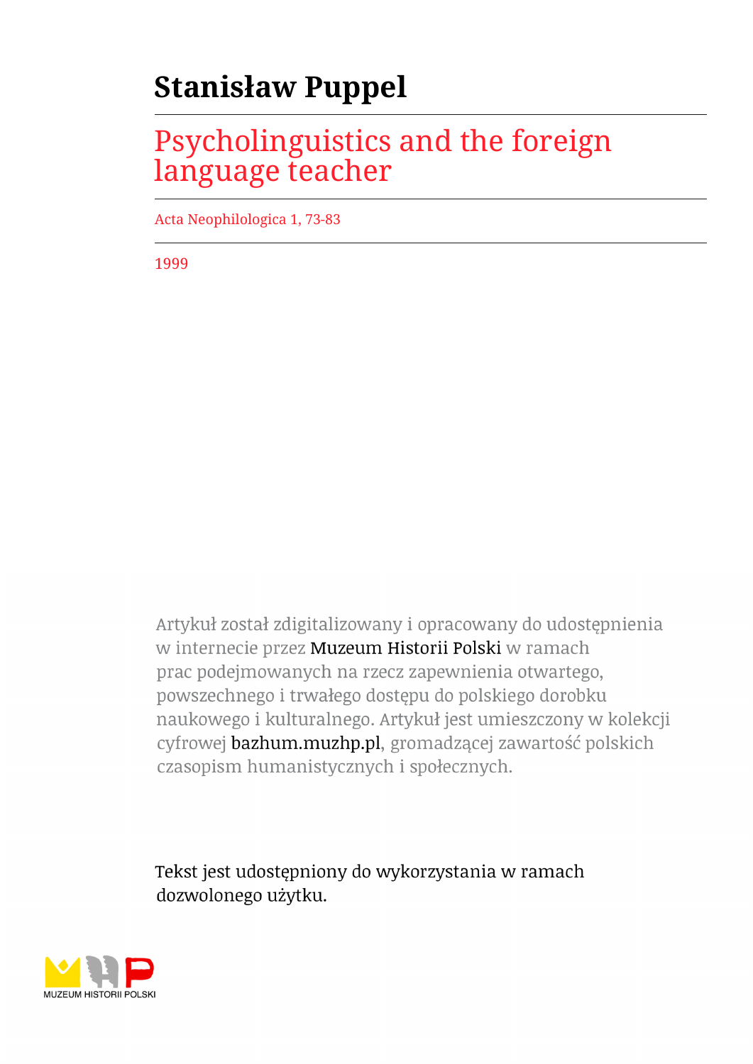# Stanisław Puppel

## Psycholinguistics and the foreign language teacher

Acta Neophilologica 1, 73-83

1999

Artykuł został zdigitalizowany i opracowany do udostępnienia w internecie przez Muzeum Historii Polski w ramach prac podejmowanych na rzecz zapewnienia otwartego, powszechnego i trwałego dostępu do polskiego dorobku naukowego i kulturalnego. Artykuł jest umieszczony w kolekcji cyfrowej bazhum.muzhp.pl, gromadzącej zawartość polskich czasopism humanistycznych i społecznych.

Tekst jest udostępniony do wykorzystania w ramach dozwolonego użytku.

MUZEUM HISTORII POLSKI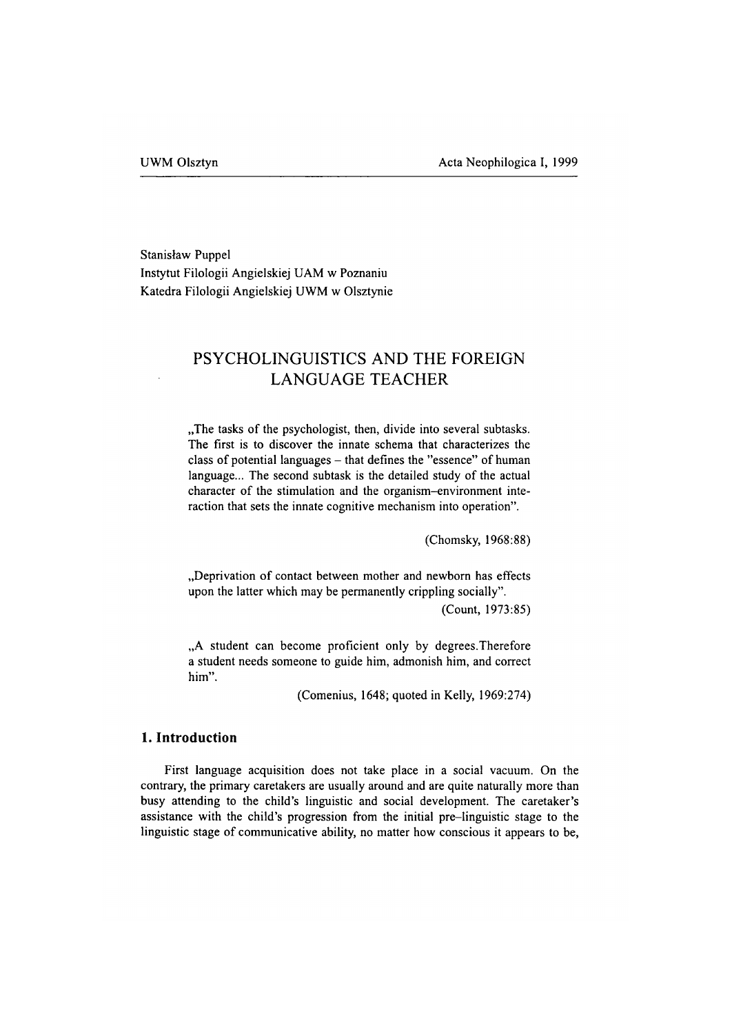Stanisław Puppel
Instytut Filologii Angielskiej UAM w Poznaniu
Katedra Filologii Angielskiej UWM w Olsztynie

# PSYCHOLINGUISTICS AND THE FOREIGN LANGUAGE TEACHER

> „The tasks of the psychologist, then, divide into several subtasks. The first is to discover the innate schema that characterizes the class of potential languages – that defines the "essence" of human language... The second subtask is the detailed study of the actual character of the stimulation and the organism–environment interaction that sets the innate cognitive mechanism into operation".
>
> (Chomsky, 1968:88)

> „Deprivation of contact between mother and newborn has effects upon the latter which may be permanently crippling socially".
>
> (Count, 1973:85)

> „A student can become proficient only by degrees.Therefore a student needs someone to guide him, admonish him, and correct him".
>
> (Comenius, 1648; quoted in Kelly, 1969:274)

## 1. Introduction

First language acquisition does not take place in a social vacuum. On the contrary, the primary caretakers are usually around and are quite naturally more than busy attending to the child's linguistic and social development. The caretaker's assistance with the child's progression from the initial pre–linguistic stage to the linguistic stage of communicative ability, no matter how conscious it appears to be,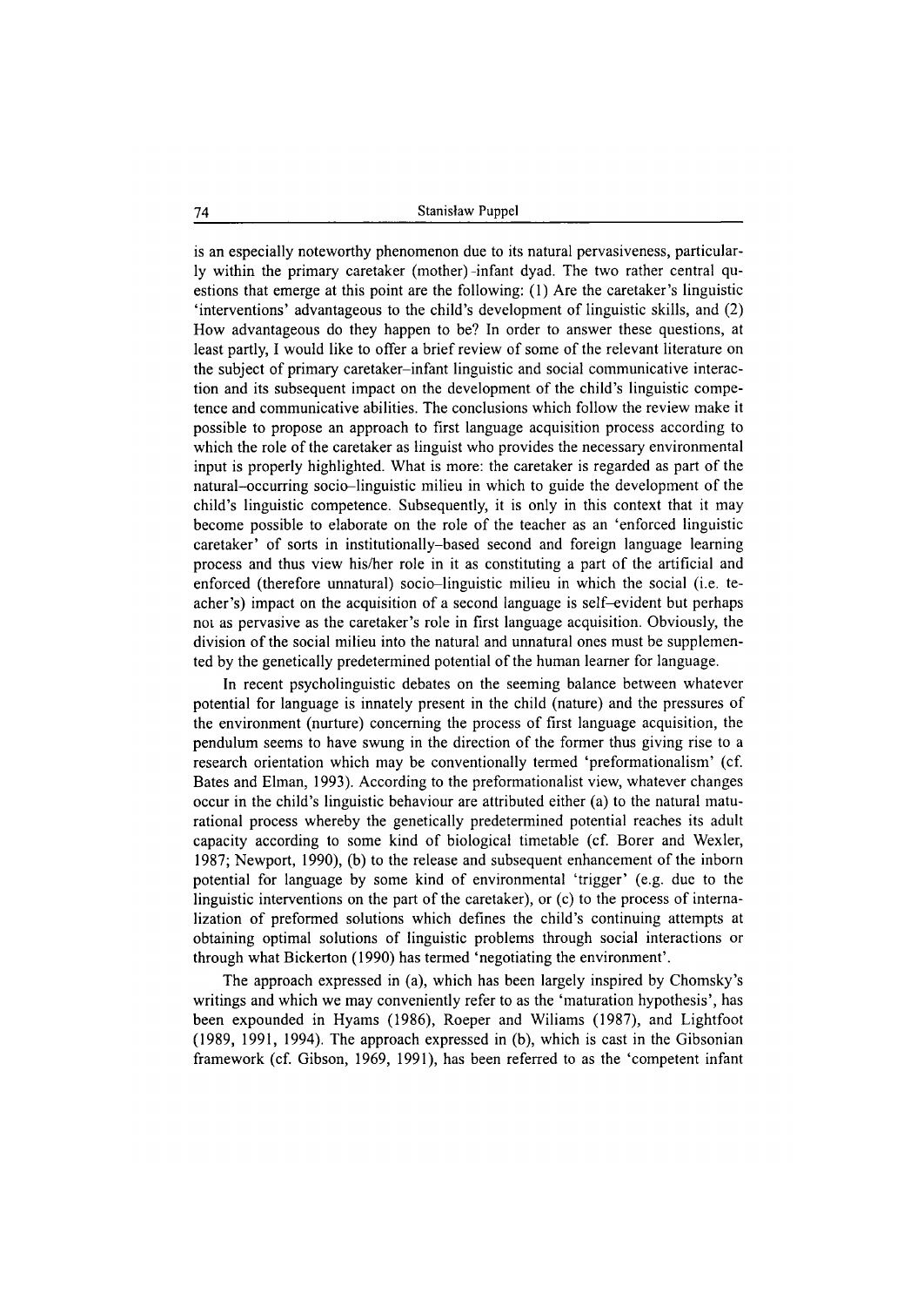is an especially noteworthy phenomenon due to its natural pervasiveness, particularly within the primary caretaker (mother)–infant dyad. The two rather central questions that emerge at this point are the following: (1) Are the caretaker's linguistic 'interventions' advantageous to the child's development of linguistic skills, and (2) How advantageous do they happen to be? In order to answer these questions, at least partly, I would like to offer a brief review of some of the relevant literature on the subject of primary caretaker–infant linguistic and social communicative interaction and its subsequent impact on the development of the child's linguistic competence and communicative abilities. The conclusions which follow the review make it possible to propose an approach to first language acquisition process according to which the role of the caretaker as linguist who provides the necessary environmental input is properly highlighted. What is more: the caretaker is regarded as part of the natural–occurring socio–linguistic milieu in which to guide the development of the child's linguistic competence. Subsequently, it is only in this context that it may become possible to elaborate on the role of the teacher as an 'enforced linguistic caretaker' of sorts in institutionally–based second and foreign language learning process and thus view his/her role in it as constituting a part of the artificial and enforced (therefore unnatural) socio–linguistic milieu in which the social (i.e. teacher's) impact on the acquisition of a second language is self–evident but perhaps not as pervasive as the caretaker's role in first language acquisition. Obviously, the division of the social milieu into the natural and unnatural ones must be supplemented by the genetically predetermined potential of the human learner for language.

In recent psycholinguistic debates on the seeming balance between whatever potential for language is innately present in the child (nature) and the pressures of the environment (nurture) concerning the process of first language acquisition, the pendulum seems to have swung in the direction of the former thus giving rise to a research orientation which may be conventionally termed 'preformationalism' (cf. Bates and Elman, 1993). According to the preformationalist view, whatever changes occur in the child's linguistic behaviour are attributed either (a) to the natural maturational process whereby the genetically predetermined potential reaches its adult capacity according to some kind of biological timetable (cf. Borer and Wexler, 1987; Newport, 1990), (b) to the release and subsequent enhancement of the inborn potential for language by some kind of environmental 'trigger' (e.g. due to the linguistic interventions on the part of the caretaker), or (c) to the process of internalization of preformed solutions which defines the child's continuing attempts at obtaining optimal solutions of linguistic problems through social interactions or through what Bickerton (1990) has termed 'negotiating the environment'.

The approach expressed in (a), which has been largely inspired by Chomsky's writings and which we may conveniently refer to as the 'maturation hypothesis', has been expounded in Hyams (1986), Roeper and Wiliams (1987), and Lightfoot (1989, 1991, 1994). The approach expressed in (b), which is cast in the Gibsonian framework (cf. Gibson, 1969, 1991), has been referred to as the 'competent infant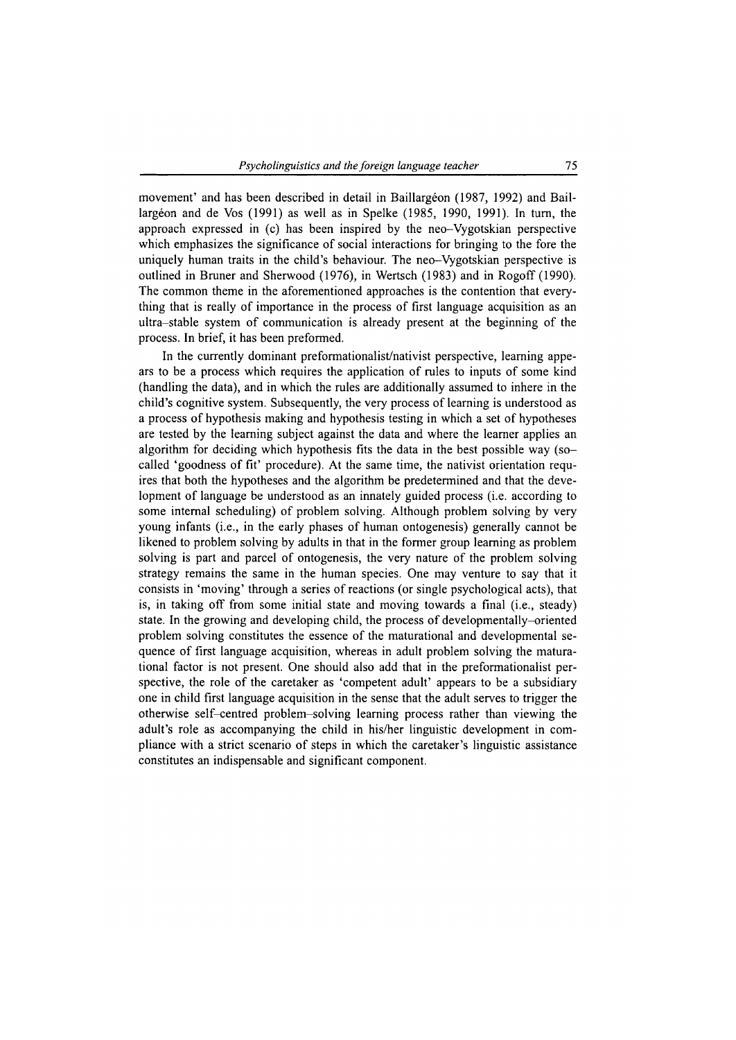movement' and has been described in detail in Baillargéon (1987, 1992) and Baillargéon and de Vos (1991) as well as in Spelke (1985, 1990, 1991). In turn, the approach expressed in (c) has been inspired by the neo–Vygotskian perspective which emphasizes the significance of social interactions for bringing to the fore the uniquely human traits in the child's behaviour. The neo–Vygotskian perspective is outlined in Bruner and Sherwood (1976), in Wertsch (1983) and in Rogoff (1990). The common theme in the aforementioned approaches is the contention that everything that is really of importance in the process of first language acquisition as an ultra–stable system of communication is already present at the beginning of the process. In brief, it has been preformed.

In the currently dominant preformationalist/nativist perspective, learning appears to be a process which requires the application of rules to inputs of some kind (handling the data), and in which the rules are additionally assumed to inhere in the child's cognitive system. Subsequently, the very process of learning is understood as a process of hypothesis making and hypothesis testing in which a set of hypotheses are tested by the learning subject against the data and where the learner applies an algorithm for deciding which hypothesis fits the data in the best possible way (so–called 'goodness of fit' procedure). At the same time, the nativist orientation requires that both the hypotheses and the algorithm be predetermined and that the development of language be understood as an innately guided process (i.e. according to some internal scheduling) of problem solving. Although problem solving by very young infants (i.e., in the early phases of human ontogenesis) generally cannot be likened to problem solving by adults in that in the former group learning as problem solving is part and parcel of ontogenesis, the very nature of the problem solving strategy remains the same in the human species. One may venture to say that it consists in 'moving' through a series of reactions (or single psychological acts), that is, in taking off from some initial state and moving towards a final (i.e., steady) state. In the growing and developing child, the process of developmentally–oriented problem solving constitutes the essence of the maturational and developmental sequence of first language acquisition, whereas in adult problem solving the maturational factor is not present. One should also add that in the preformationalist perspective, the role of the caretaker as 'competent adult' appears to be a subsidiary one in child first language acquisition in the sense that the adult serves to trigger the otherwise self–centred problem–solving learning process rather than viewing the adult's role as accompanying the child in his/her linguistic development in compliance with a strict scenario of steps in which the caretaker's linguistic assistance constitutes an indispensable and significant component.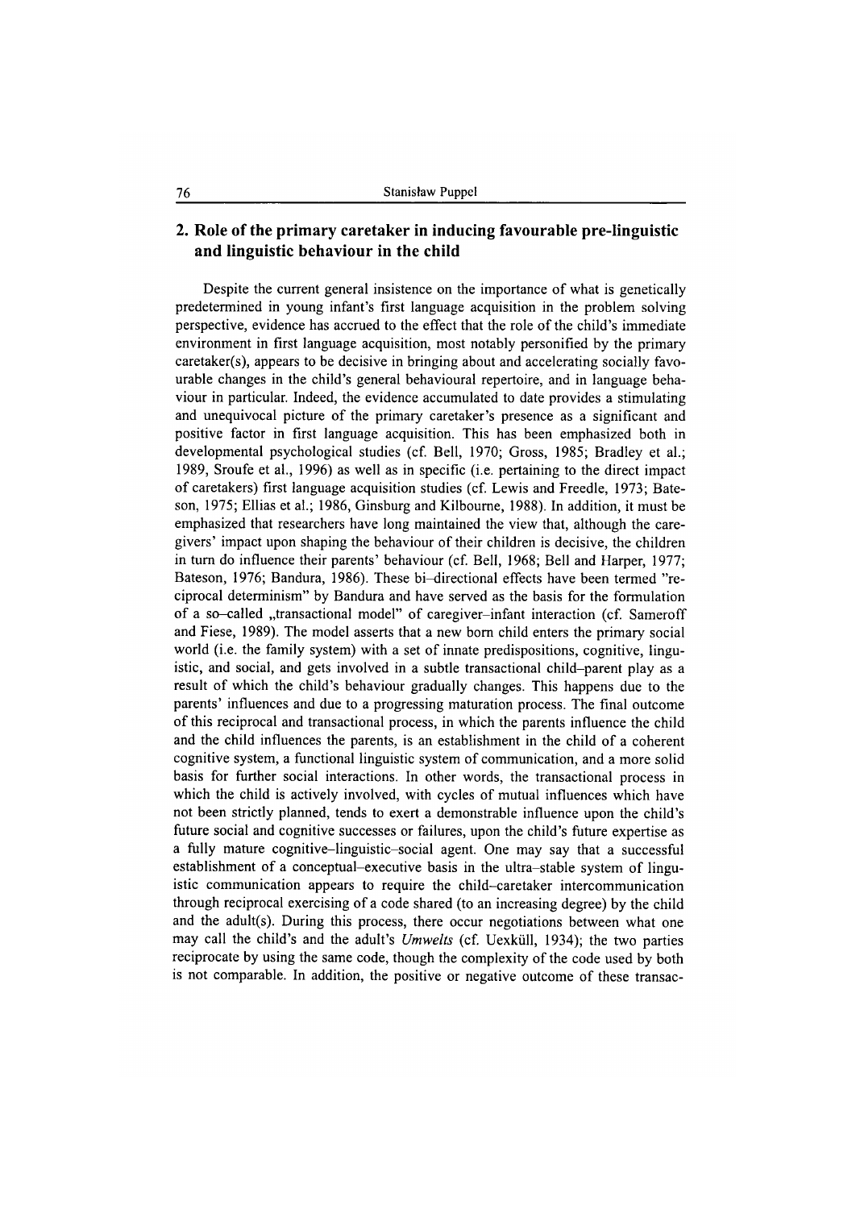## 2. Role of the primary caretaker in inducing favourable pre-linguistic and linguistic behaviour in the child

Despite the current general insistence on the importance of what is genetically predetermined in young infant's first language acquisition in the problem solving perspective, evidence has accrued to the effect that the role of the child's immediate environment in first language acquisition, most notably personified by the primary caretaker(s), appears to be decisive in bringing about and accelerating socially favourable changes in the child's general behavioural repertoire, and in language behaviour in particular. Indeed, the evidence accumulated to date provides a stimulating and unequivocal picture of the primary caretaker's presence as a significant and positive factor in first language acquisition. This has been emphasized both in developmental psychological studies (cf. Bell, 1970; Gross, 1985; Bradley et al.; 1989, Sroufe et al., 1996) as well as in specific (i.e. pertaining to the direct impact of caretakers) first language acquisition studies (cf. Lewis and Freedle, 1973; Bateson, 1975; Ellias et al.; 1986, Ginsburg and Kilbourne, 1988). In addition, it must be emphasized that researchers have long maintained the view that, although the caregivers' impact upon shaping the behaviour of their children is decisive, the children in turn do influence their parents' behaviour (cf. Bell, 1968; Bell and Harper, 1977; Bateson, 1976; Bandura, 1986). These bi–directional effects have been termed "reciprocal determinism" by Bandura and have served as the basis for the formulation of a so–called „transactional model" of caregiver–infant interaction (cf. Sameroff and Fiese, 1989). The model asserts that a new born child enters the primary social world (i.e. the family system) with a set of innate predispositions, cognitive, linguistic, and social, and gets involved in a subtle transactional child–parent play as a result of which the child's behaviour gradually changes. This happens due to the parents' influences and due to a progressing maturation process. The final outcome of this reciprocal and transactional process, in which the parents influence the child and the child influences the parents, is an establishment in the child of a coherent cognitive system, a functional linguistic system of communication, and a more solid basis for further social interactions. In other words, the transactional process in which the child is actively involved, with cycles of mutual influences which have not been strictly planned, tends to exert a demonstrable influence upon the child's future social and cognitive successes or failures, upon the child's future expertise as a fully mature cognitive–linguistic–social agent. One may say that a successful establishment of a conceptual–executive basis in the ultra–stable system of linguistic communication appears to require the child–caretaker intercommunication through reciprocal exercising of a code shared (to an increasing degree) by the child and the adult(s). During this process, there occur negotiations between what one may call the child's and the adult's *Umwelts* (cf. Uexküll, 1934); the two parties reciprocate by using the same code, though the complexity of the code used by both is not comparable. In addition, the positive or negative outcome of these transac-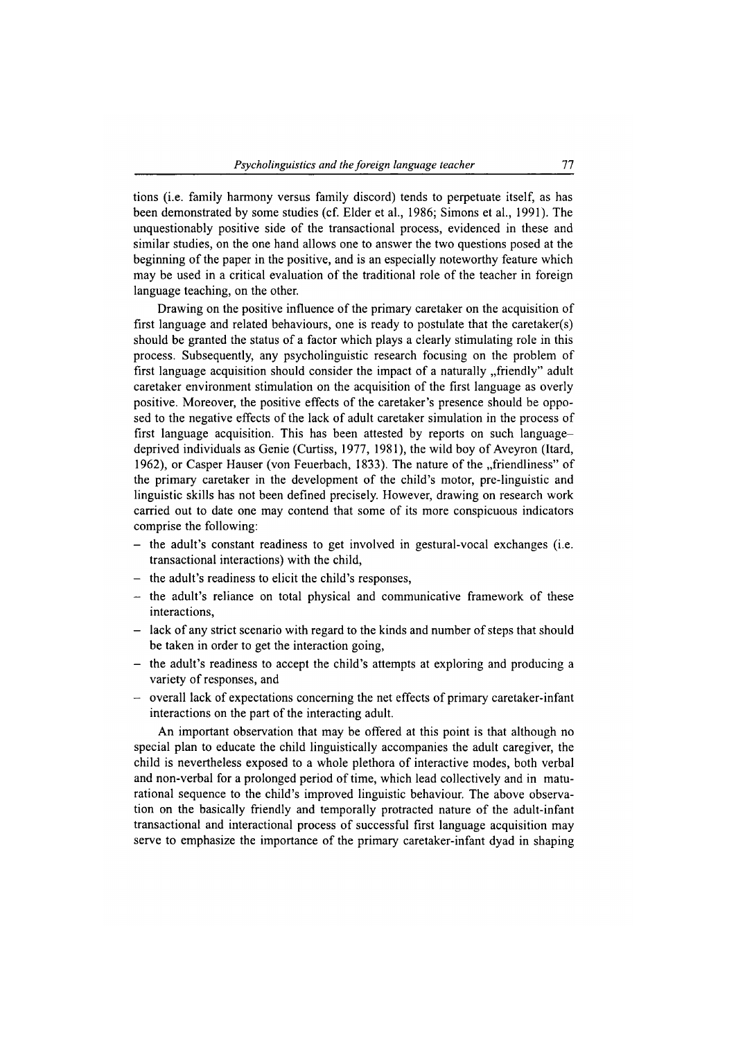tions (i.e. family harmony versus family discord) tends to perpetuate itself, as has been demonstrated by some studies (cf. Elder et al., 1986; Simons et al., 1991). The unquestionably positive side of the transactional process, evidenced in these and similar studies, on the one hand allows one to answer the two questions posed at the beginning of the paper in the positive, and is an especially noteworthy feature which may be used in a critical evaluation of the traditional role of the teacher in foreign language teaching, on the other.

Drawing on the positive influence of the primary caretaker on the acquisition of first language and related behaviours, one is ready to postulate that the caretaker(s) should be granted the status of a factor which plays a clearly stimulating role in this process. Subsequently, any psycholinguistic research focusing on the problem of first language acquisition should consider the impact of a naturally „friendly" adult caretaker environment stimulation on the acquisition of the first language as overly positive. Moreover, the positive effects of the caretaker's presence should be opposed to the negative effects of the lack of adult caretaker simulation in the process of first language acquisition. This has been attested by reports on such language-deprived individuals as Genie (Curtiss, 1977, 1981), the wild boy of Aveyron (Itard, 1962), or Casper Hauser (von Feuerbach, 1833). The nature of the „friendliness" of the primary caretaker in the development of the child's motor, pre-linguistic and linguistic skills has not been defined precisely. However, drawing on research work carried out to date one may contend that some of its more conspicuous indicators comprise the following:

- the adult's constant readiness to get involved in gestural-vocal exchanges (i.e. transactional interactions) with the child,
- the adult's readiness to elicit the child's responses,
- the adult's reliance on total physical and communicative framework of these interactions,
- lack of any strict scenario with regard to the kinds and number of steps that should be taken in order to get the interaction going,
- the adult's readiness to accept the child's attempts at exploring and producing a variety of responses, and
- overall lack of expectations concerning the net effects of primary caretaker-infant interactions on the part of the interacting adult.

An important observation that may be offered at this point is that although no special plan to educate the child linguistically accompanies the adult caregiver, the child is nevertheless exposed to a whole plethora of interactive modes, both verbal and non-verbal for a prolonged period of time, which lead collectively and in maturational sequence to the child's improved linguistic behaviour. The above observation on the basically friendly and temporally protracted nature of the adult-infant transactional and interactional process of successful first language acquisition may serve to emphasize the importance of the primary caretaker-infant dyad in shaping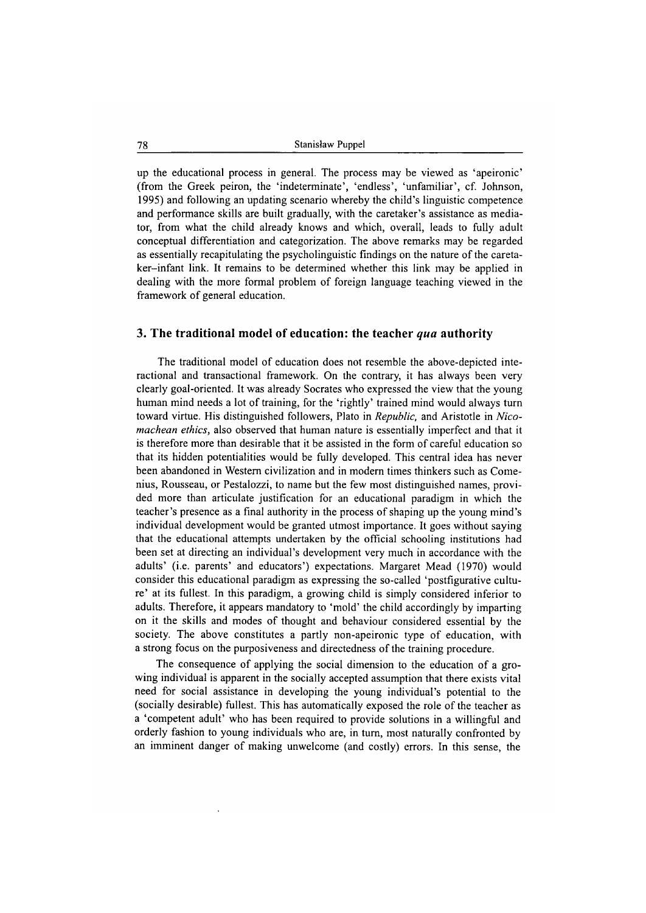up the educational process in general. The process may be viewed as 'apeironic' (from the Greek peiron, the 'indeterminate', 'endless', 'unfamiliar', cf. Johnson, 1995) and following an updating scenario whereby the child's linguistic competence and performance skills are built gradually, with the caretaker's assistance as mediator, from what the child already knows and which, overall, leads to fully adult conceptual differentiation and categorization. The above remarks may be regarded as essentially recapitulating the psycholinguistic findings on the nature of the caretaker–infant link. It remains to be determined whether this link may be applied in dealing with the more formal problem of foreign language teaching viewed in the framework of general education.

## 3. The traditional model of education: the teacher *qua* authority

The traditional model of education does not resemble the above-depicted interactional and transactional framework. On the contrary, it has always been very clearly goal-oriented. It was already Socrates who expressed the view that the young human mind needs a lot of training, for the 'rightly' trained mind would always turn toward virtue. His distinguished followers, Plato in *Republic,* and Aristotle in *Nicomachean ethics,* also observed that human nature is essentially imperfect and that it is therefore more than desirable that it be assisted in the form of careful education so that its hidden potentialities would be fully developed. This central idea has never been abandoned in Western civilization and in modern times thinkers such as Comenius, Rousseau, or Pestalozzi, to name but the few most distinguished names, provided more than articulate justification for an educational paradigm in which the teacher's presence as a final authority in the process of shaping up the young mind's individual development would be granted utmost importance. It goes without saying that the educational attempts undertaken by the official schooling institutions had been set at directing an individual's development very much in accordance with the adults' (i.e. parents' and educators') expectations. Margaret Mead (1970) would consider this educational paradigm as expressing the so-called 'postfigurative culture' at its fullest. In this paradigm, a growing child is simply considered inferior to adults. Therefore, it appears mandatory to 'mold' the child accordingly by imparting on it the skills and modes of thought and behaviour considered essential by the society. The above constitutes a partly non-apeironic type of education, with a strong focus on the purposiveness and directedness of the training procedure.

The consequence of applying the social dimension to the education of a growing individual is apparent in the socially accepted assumption that there exists vital need for social assistance in developing the young individual's potential to the (socially desirable) fullest. This has automatically exposed the role of the teacher as a 'competent adult' who has been required to provide solutions in a willingful and orderly fashion to young individuals who are, in turn, most naturally confronted by an imminent danger of making unwelcome (and costly) errors. In this sense, the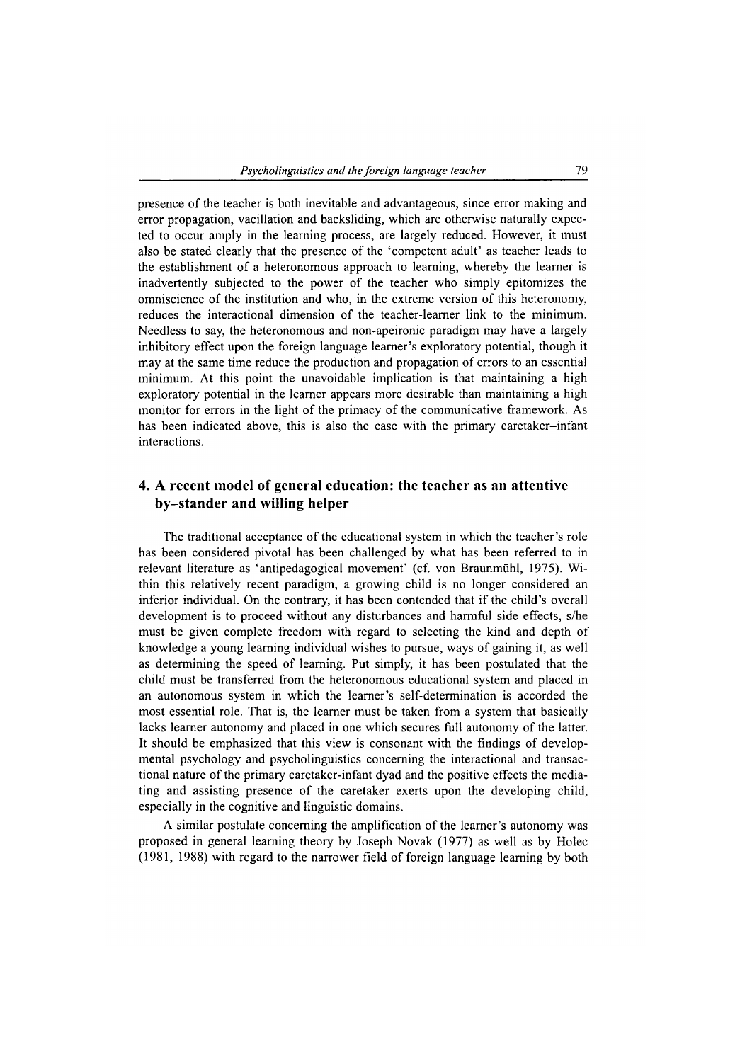presence of the teacher is both inevitable and advantageous, since error making and error propagation, vacillation and backsliding, which are otherwise naturally expected to occur amply in the learning process, are largely reduced. However, it must also be stated clearly that the presence of the 'competent adult' as teacher leads to the establishment of a heteronomous approach to learning, whereby the learner is inadvertently subjected to the power of the teacher who simply epitomizes the omniscience of the institution and who, in the extreme version of this heteronomy, reduces the interactional dimension of the teacher-learner link to the minimum. Needless to say, the heteronomous and non-apeironic paradigm may have a largely inhibitory effect upon the foreign language learner's exploratory potential, though it may at the same time reduce the production and propagation of errors to an essential minimum. At this point the unavoidable implication is that maintaining a high exploratory potential in the learner appears more desirable than maintaining a high monitor for errors in the light of the primacy of the communicative framework. As has been indicated above, this is also the case with the primary caretaker–infant interactions.

## 4. A recent model of general education: the teacher as an attentive by–stander and willing helper

The traditional acceptance of the educational system in which the teacher's role has been considered pivotal has been challenged by what has been referred to in relevant literature as 'antipedagogical movement' (cf. von Braunmühl, 1975). Within this relatively recent paradigm, a growing child is no longer considered an inferior individual. On the contrary, it has been contended that if the child's overall development is to proceed without any disturbances and harmful side effects, s/he must be given complete freedom with regard to selecting the kind and depth of knowledge a young learning individual wishes to pursue, ways of gaining it, as well as determining the speed of learning. Put simply, it has been postulated that the child must be transferred from the heteronomous educational system and placed in an autonomous system in which the learner's self-determination is accorded the most essential role. That is, the learner must be taken from a system that basically lacks learner autonomy and placed in one which secures full autonomy of the latter. It should be emphasized that this view is consonant with the findings of developmental psychology and psycholinguistics concerning the interactional and transactional nature of the primary caretaker-infant dyad and the positive effects the mediating and assisting presence of the caretaker exerts upon the developing child, especially in the cognitive and linguistic domains.

A similar postulate concerning the amplification of the learner's autonomy was proposed in general learning theory by Joseph Novak (1977) as well as by Holec (1981, 1988) with regard to the narrower field of foreign language learning by both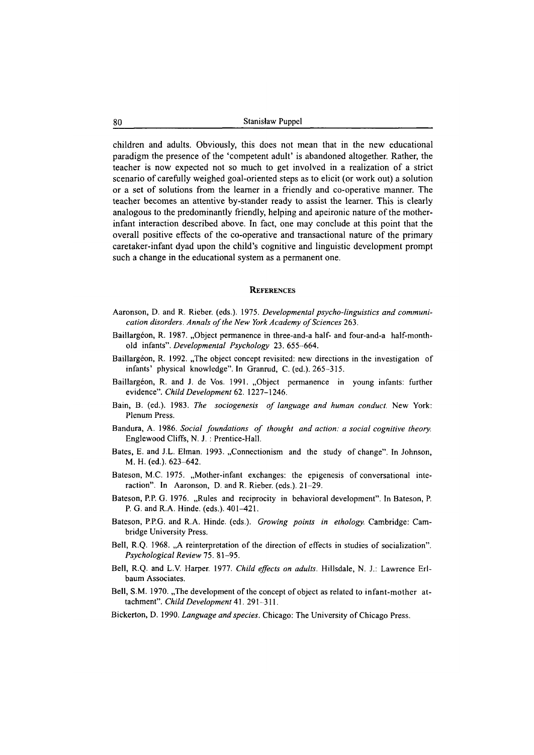children and adults. Obviously, this does not mean that in the new educational paradigm the presence of the 'competent adult' is abandoned altogether. Rather, the teacher is now expected not so much to get involved in a realization of a strict scenario of carefully weighed goal-oriented steps as to elicit (or work out) a solution or a set of solutions from the learner in a friendly and co-operative manner. The teacher becomes an attentive by-stander ready to assist the learner. This is clearly analogous to the predominantly friendly, helping and apeironic nature of the mother-infant interaction described above. In fact, one may conclude at this point that the overall positive effects of the co-operative and transactional nature of the primary caretaker-infant dyad upon the child's cognitive and linguistic development prompt such a change in the educational system as a permanent one.

## References

Aaronson, D. and R. Rieber. (eds.). 1975. *Developmental psycho-linguistics and communication disorders. Annals of the New York Academy of Sciences* 263.

Baillargéon, R. 1987. „Object permanence in three-and-a half- and four-and-a half-month-old infants". *Developmental Psychology* 23. 655–664.

Baillargéon, R. 1992. „The object concept revisited: new directions in the investigation of infants' physical knowledge". In Granrud, C. (ed.). 265–315.

Baillargéon, R. and J. de Vos. 1991. „Object permanence in young infants: further evidence". *Child Development* 62. 1227–1246.

Bain, B. (ed.). 1983. *The sociogenesis of language and human conduct.* New York: Plenum Press.

Bandura, A. 1986. *Social foundations of thought and action: a social cognitive theory.* Englewood Cliffs, N. J. : Prentice-Hall.

Bates, E. and J.L. Elman. 1993. „Connectionism and the study of change". In Johnson, M. H. (ed.). 623–642.

Bateson, M.C. 1975. „Mother-infant exchanges: the epigenesis of conversational interaction". In Aaronson, D. and R. Rieber. (eds.). 21–29.

Bateson, P.P. G. 1976. „Rules and reciprocity in behavioral development". In Bateson, P. P. G. and R.A. Hinde. (eds.). 401–421.

Bateson, P.P.G. and R.A. Hinde. (eds.). *Growing points in ethology.* Cambridge: Cambridge University Press.

Bell, R.Q. 1968. „A reinterpretation of the direction of effects in studies of socialization". *Psychological Review* 75. 81–95.

Bell, R.Q. and L.V. Harper. 1977. *Child effects on adults.* Hillsdale, N. J.: Lawrence Erlbaum Associates.

Bell, S.M. 1970. „The development of the concept of object as related to infant-mother attachment". *Child Development* 41. 291–311.

Bickerton, D. 1990. *Language and species.* Chicago: The University of Chicago Press.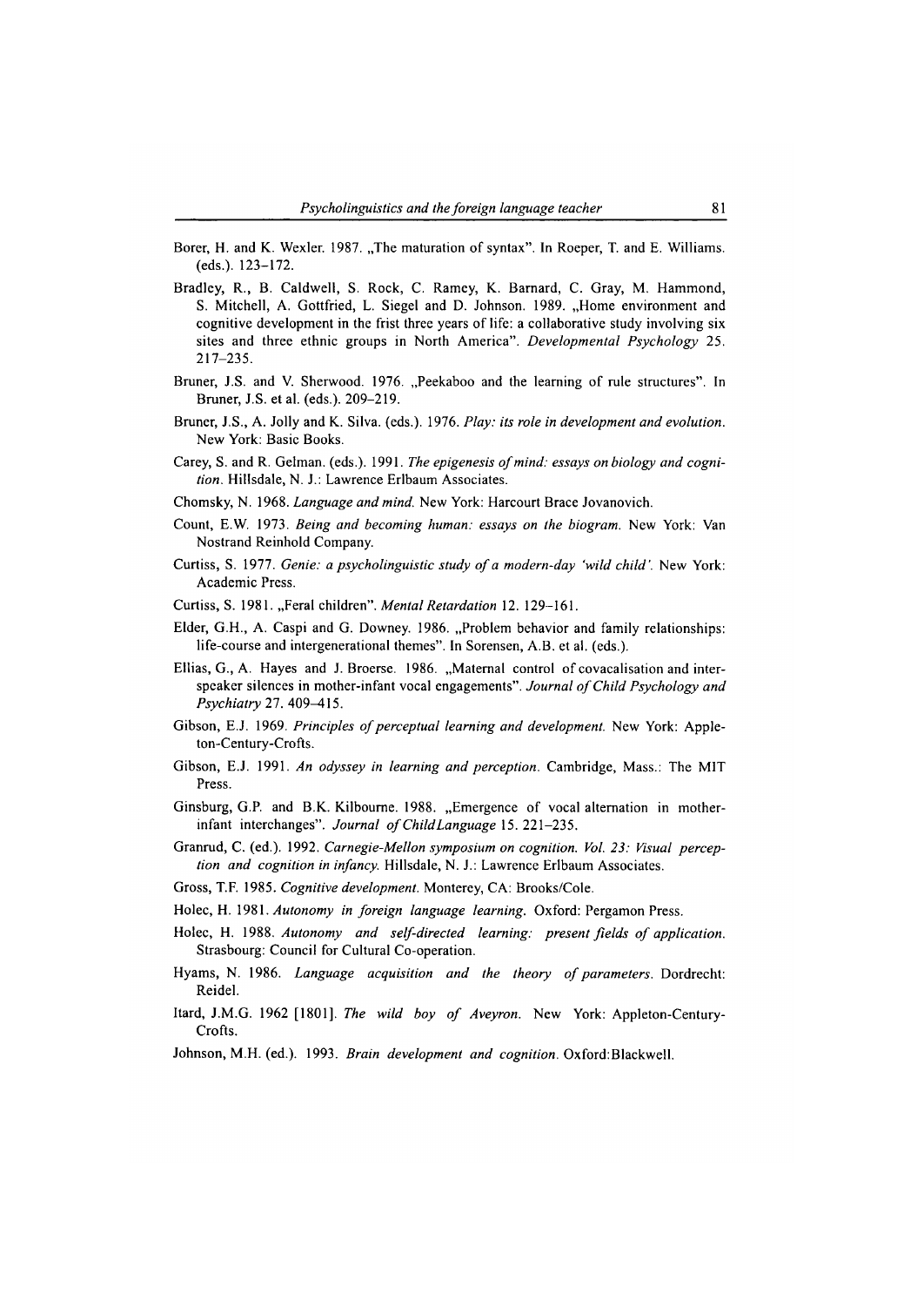Borer, H. and K. Wexler. 1987. „The maturation of syntax". In Roeper, T. and E. Williams. (eds.). 123–172.

Bradley, R., B. Caldwell, S. Rock, C. Ramey, K. Barnard, C. Gray, M. Hammond, S. Mitchell, A. Gottfried, L. Siegel and D. Johnson. 1989. „Home environment and cognitive development in the frist three years of life: a collaborative study involving six sites and three ethnic groups in North America". *Developmental Psychology* 25. 217–235.

Bruner, J.S. and V. Sherwood. 1976. „Peekaboo and the learning of rule structures". In Bruner, J.S. et al. (eds.). 209–219.

Bruner, J.S., A. Jolly and K. Silva. (eds.). 1976. *Play: its role in development and evolution*. New York: Basic Books.

Carey, S. and R. Gelman. (eds.). 1991. *The epigenesis of mind: essays on biology and cognition*. Hillsdale, N. J.: Lawrence Erlbaum Associates.

Chomsky, N. 1968. *Language and mind*. New York: Harcourt Brace Jovanovich.

Count, E.W. 1973. *Being and becoming human: essays on the biogram*. New York: Van Nostrand Reinhold Company.

Curtiss, S. 1977. *Genie: a psycholinguistic study of a modern-day 'wild child'*. New York: Academic Press.

Curtiss, S. 1981. „Feral children". *Mental Retardation* 12. 129–161.

Elder, G.H., A. Caspi and G. Downey. 1986. „Problem behavior and family relationships: life-course and intergenerational themes". In Sorensen, A.B. et al. (eds.).

Ellias, G., A. Hayes and J. Broerse. 1986. „Maternal control of covacalisation and interspeaker silences in mother-infant vocal engagements". *Journal of Child Psychology and Psychiatry* 27. 409–415.

Gibson, E.J. 1969. *Principles of perceptual learning and development*. New York: Appleton-Century-Crofts.

Gibson, E.J. 1991. *An odyssey in learning and perception*. Cambridge, Mass.: The MIT Press.

Ginsburg, G.P. and B.K. Kilbourne. 1988. „Emergence of vocal alternation in mother-infant interchanges". *Journal of ChildLanguage* 15. 221–235.

Granrud, C. (ed.). 1992. *Carnegie-Mellon symposium on cognition. Vol. 23: Visual perception and cognition in infancy*. Hillsdale, N. J.: Lawrence Erlbaum Associates.

Gross, T.F. 1985. *Cognitive development*. Monterey, CA: Brooks/Cole.

Holec, H. 1981. *Autonomy in foreign language learning*. Oxford: Pergamon Press.

Holec, H. 1988. *Autonomy and self-directed learning: present fields of application*. Strasbourg: Council for Cultural Co-operation.

Hyams, N. 1986. *Language acquisition and the theory of parameters*. Dordrecht: Reidel.

Itard, J.M.G. 1962 [1801]. *The wild boy of Aveyron*. New York: Appleton-Century-Crofts.

Johnson, M.H. (ed.). 1993. *Brain development and cognition*. Oxford:Blackwell.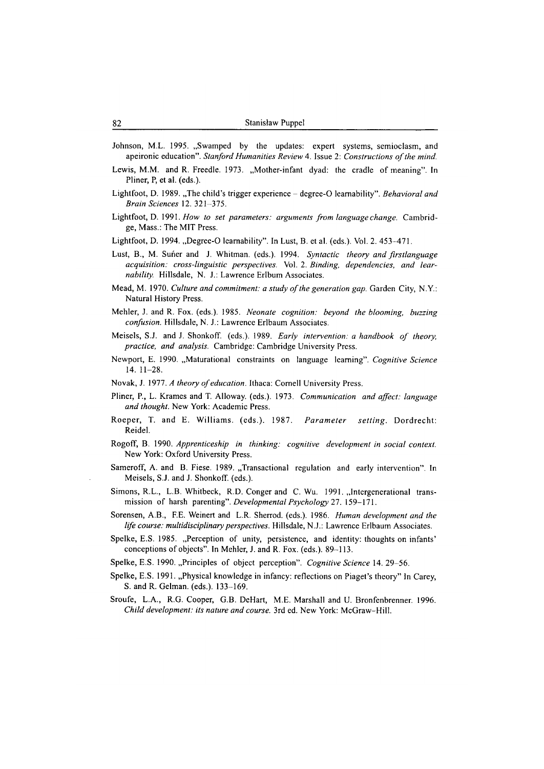Johnson, M.L. 1995. „Swamped by the updates: expert systems, semioclasm, and apeironic education". *Stanford Humanities Review* 4. Issue 2: *Constructions of the mind.*

Lewis, M.M. and R. Freedle. 1973. „Mother-infant dyad: the cradle of meaning". In Pliner, P, et al. (eds.).

Lightfoot, D. 1989. „The child's trigger experience – degree-O learnability". *Behavioral and Brain Sciences* 12. 321–375.

Lightfoot, D. 1991. *How to set parameters: arguments from language change.* Cambridge, Mass.: The MIT Press.

Lightfoot, D. 1994. „Degree-O learnability". In Lust, B. et al. (eds.). Vol. 2. 453–471.

Lust, B., M. Suñer and J. Whitman. (eds.). 1994. *Syntactic theory and firstlanguage acquisition: cross-linguistic perspectives.* Vol. 2. *Binding, dependencies, and learnability.* Hillsdale, N. J.: Lawrence Erlbum Associates.

Mead, M. 1970. *Culture and commitment: a study of the generation gap.* Garden City, N.Y.: Natural History Press.

Mehler, J. and R. Fox. (eds.). 1985. *Neonate cognition: beyond the blooming, buzzing confusion.* Hillsdale, N. J.: Lawrence Erlbaum Associates.

Meisels, S.J. and J. Shonkoff. (eds.). 1989. *Early intervention: a handbook of theory, practice, and analysis.* Cambridge: Cambridge University Press.

Newport, E. 1990. „Maturational constraints on language learning". *Cognitive Science* 14. 11–28.

Novak, J. 1977. *A theory of education.* Ithaca: Cornell University Press.

Pliner, P., L. Krames and T. Alloway. (eds.). 1973. *Communication and affect: language and thought.* New York: Academic Press.

Roeper, T. and E. Williams. (eds.). 1987. *Parameter setting.* Dordrecht: Reidel.

Rogoff, B. 1990. *Apprenticeship in thinking: cognitive development in social context.* New York: Oxford University Press.

Sameroff, A. and B. Fiese. 1989. „Transactional regulation and early intervention". In Meisels, S.J. and J. Shonkoff. (eds.).

Simons, R.L., L.B. Whitbeck, R.D. Conger and C. Wu. 1991. „Intergenerational transmission of harsh parenting". *Developmental Psychology* 27. 159–171.

Sorensen, A.B., F.E. Weinert and L.R. Sherrod. (eds.). 1986. *Human development and the life course: multidisciplinary perspectives.* Hillsdale, N.J.: Lawrence Erlbaum Associates.

Spelke, E.S. 1985. „Perception of unity, persistence, and identity: thoughts on infants' conceptions of objects". In Mehler, J. and R. Fox. (eds.). 89–113.

Spelke, E.S. 1990. „Principles of object perception". *Cognitive Science* 14. 29–56.

Spelke, E.S. 1991. „Physical knowledge in infancy: reflections on Piaget's theory" In Carey, S. and R. Gelman. (eds.). 133–169.

Sroufe, L.A., R.G. Cooper, G.B. DeHart, M.E. Marshall and U. Bronfenbrenner. 1996. *Child development: its nature and course.* 3rd ed. New York: McGraw-Hill.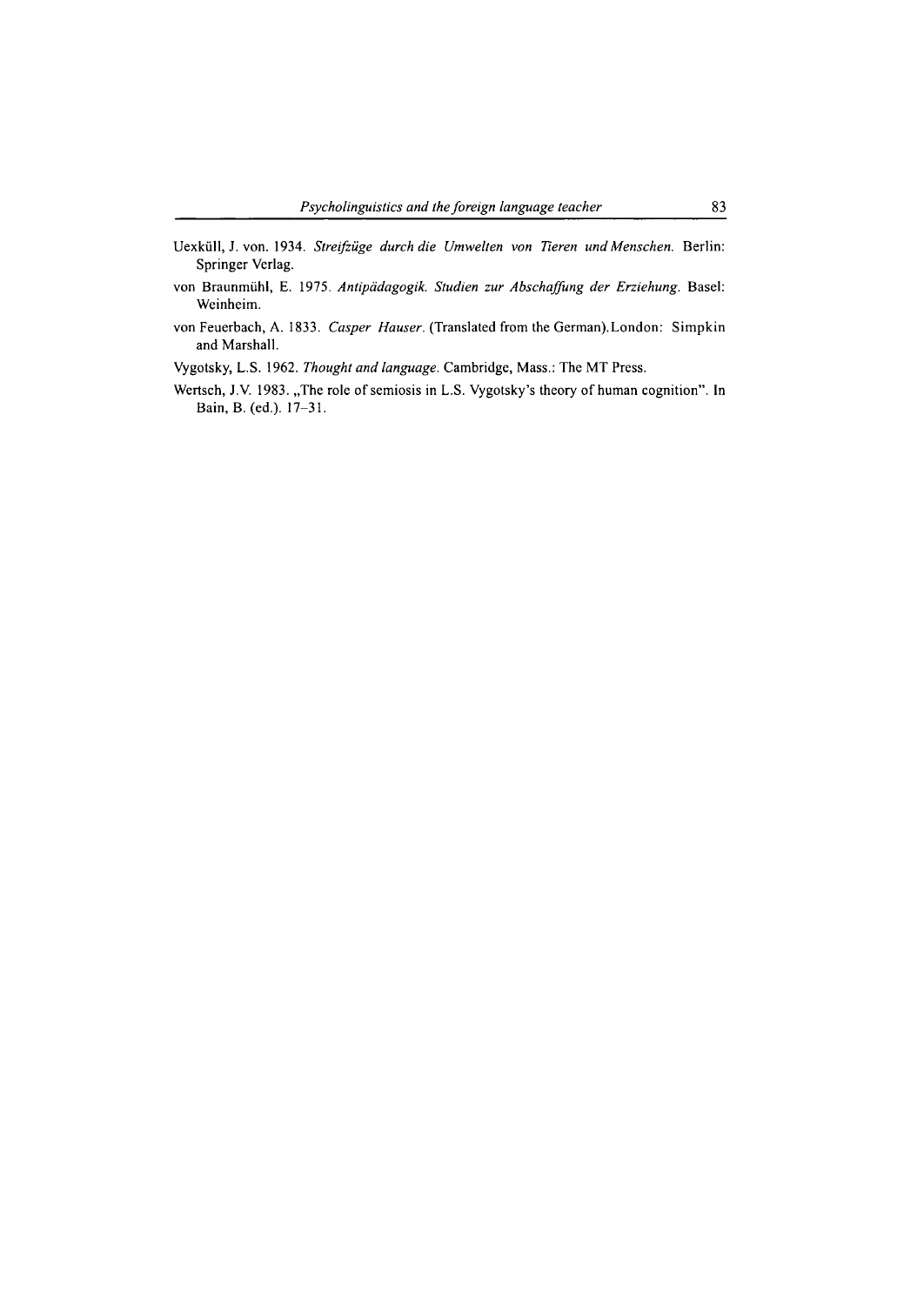Uexküll, J. von. 1934. *Streifzüge durch die Umwelten von Tieren und Menschen.* Berlin: Springer Verlag.

von Braunmühl, E. 1975. *Antipädagogik. Studien zur Abschaffung der Erziehung.* Basel: Weinheim.

von Feuerbach, A. 1833. *Casper Hauser.* (Translated from the German).London: Simpkin and Marshall.

Vygotsky, L.S. 1962. *Thought and language.* Cambridge, Mass.: The MT Press.

Wertsch, J.V. 1983. „The role of semiosis in L.S. Vygotsky's theory of human cognition". In Bain, B. (ed.). 17–31.